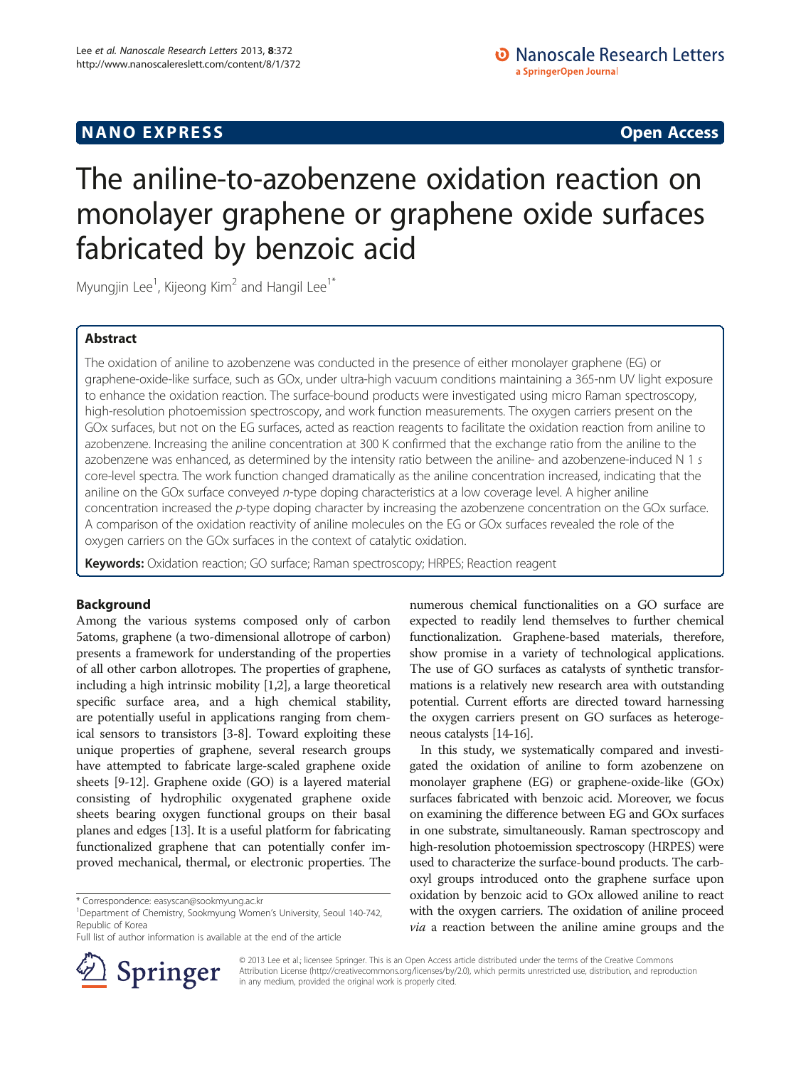**NANO EXPRESS** **Open Access**

# The aniline-to-azobenzene oxidation reaction on monolayer graphene or graphene oxide surfaces fabricated by benzoic acid

Myungjin Lee[1], Kijeong Kim[2] and Hangil Lee[1*]

## Abstract

The oxidation of aniline to azobenzene was conducted in the presence of either monolayer graphene (EG) or graphene-oxide-like surface, such as GOx, under ultra-high vacuum conditions maintaining a 365-nm UV light exposure to enhance the oxidation reaction. The surface-bound products were investigated using micro Raman spectroscopy, high-resolution photoemission spectroscopy, and work function measurements. The oxygen carriers present on the GOx surfaces, but not on the EG surfaces, acted as reaction reagents to facilitate the oxidation reaction from aniline to azobenzene. Increasing the aniline concentration at 300 K confirmed that the exchange ratio from the aniline to the azobenzene was enhanced, as determined by the intensity ratio between the aniline- and azobenzene-induced N 1 *s* core-level spectra. The work function changed dramatically as the aniline concentration increased, indicating that the aniline on the GOx surface conveyed *n*-type doping characteristics at a low coverage level. A higher aniline concentration increased the *p*-type doping character by increasing the azobenzene concentration on the GOx surface. A comparison of the oxidation reactivity of aniline molecules on the EG or GOx surfaces revealed the role of the oxygen carriers on the GOx surfaces in the context of catalytic oxidation.

**Keywords:** Oxidation reaction; GO surface; Raman spectroscopy; HRPES; Reaction reagent

## Background

Among the various systems composed only of carbon 5atoms, graphene (a two-dimensional allotrope of carbon) presents a framework for understanding of the properties of all other carbon allotropes. The properties of graphene, including a high intrinsic mobility [1,2], a large theoretical specific surface area, and a high chemical stability, are potentially useful in applications ranging from chemical sensors to transistors [3-8]. Toward exploiting these unique properties of graphene, several research groups have attempted to fabricate large-scaled graphene oxide sheets [9-12]. Graphene oxide (GO) is a layered material consisting of hydrophilic oxygenated graphene oxide sheets bearing oxygen functional groups on their basal planes and edges [13]. It is a useful platform for fabricating functionalized graphene that can potentially confer improved mechanical, thermal, or electronic properties. The numerous chemical functionalities on a GO surface are expected to readily lend themselves to further chemical functionalization. Graphene-based materials, therefore, show promise in a variety of technological applications. The use of GO surfaces as catalysts of synthetic transformations is a relatively new research area with outstanding potential. Current efforts are directed toward harnessing the oxygen carriers present on GO surfaces as heterogeneous catalysts [14-16].

In this study, we systematically compared and investigated the oxidation of aniline to form azobenzene on monolayer graphene (EG) or graphene-oxide-like (GOx) surfaces fabricated with benzoic acid. Moreover, we focus on examining the difference between EG and GOx surfaces in one substrate, simultaneously. Raman spectroscopy and high-resolution photoemission spectroscopy (HRPES) were used to characterize the surface-bound products. The carboxyl groups introduced onto the graphene surface upon oxidation by benzoic acid to GOx allowed aniline to react with the oxygen carriers. The oxidation of aniline proceed *via* a reaction between the aniline amine groups and the

\* Correspondence: easyscan@sookmyung.ac.kr
[1]Department of Chemistry, Sookmyung Women's University, Seoul 140-742, Republic of Korea
Full list of author information is available at the end of the article

© 2013 Lee et al.; licensee Springer. This is an Open Access article distributed under the terms of the Creative Commons Attribution License (http://creativecommons.org/licenses/by/2.0), which permits unrestricted use, distribution, and reproduction in any medium, provided the original work is properly cited.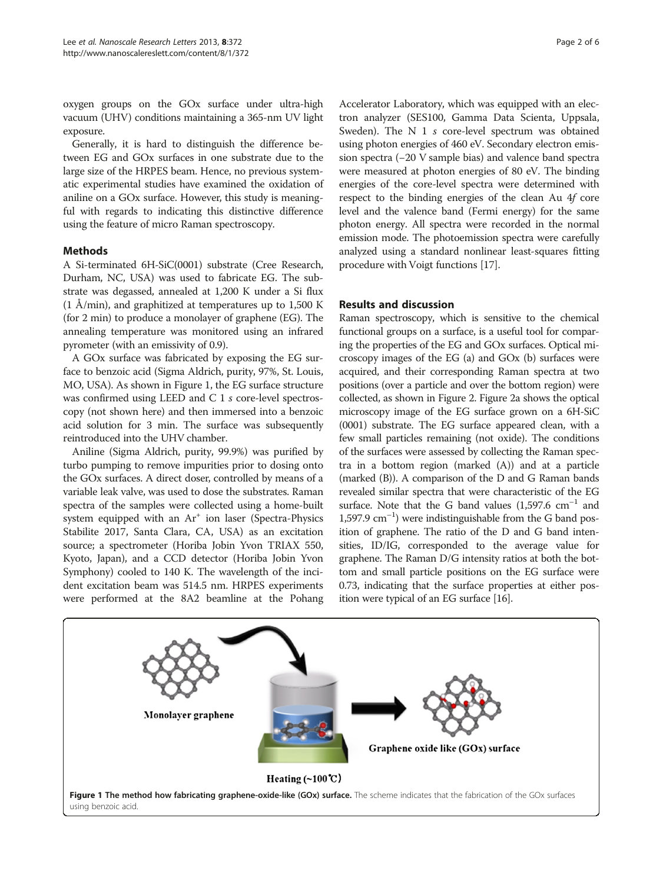oxygen groups on the GOx surface under ultra-high vacuum (UHV) conditions maintaining a 365-nm UV light exposure.

Generally, it is hard to distinguish the difference between EG and GOx surfaces in one substrate due to the large size of the HRPES beam. Hence, no previous systematic experimental studies have examined the oxidation of aniline on a GOx surface. However, this study is meaningful with regards to indicating this distinctive difference using the feature of micro Raman spectroscopy.

## Methods

A Si-terminated 6H-SiC(0001) substrate (Cree Research, Durham, NC, USA) was used to fabricate EG. The substrate was degassed, annealed at 1,200 K under a Si flux (1 Å/min), and graphitized at temperatures up to 1,500 K (for 2 min) to produce a monolayer of graphene (EG). The annealing temperature was monitored using an infrared pyrometer (with an emissivity of 0.9).

A GOx surface was fabricated by exposing the EG surface to benzoic acid (Sigma Aldrich, purity, 97%, St. Louis, MO, USA). As shown in Figure 1, the EG surface structure was confirmed using LEED and C 1 *s* core-level spectroscopy (not shown here) and then immersed into a benzoic acid solution for 3 min. The surface was subsequently reintroduced into the UHV chamber.

Aniline (Sigma Aldrich, purity, 99.9%) was purified by turbo pumping to remove impurities prior to dosing onto the GOx surfaces. A direct doser, controlled by means of a variable leak valve, was used to dose the substrates. Raman spectra of the samples were collected using a home-built system equipped with an $Ar^+$ ion laser (Spectra-Physics Stabilite 2017, Santa Clara, CA, USA) as an excitation source; a spectrometer (Horiba Jobin Yvon TRIAX 550, Kyoto, Japan), and a CCD detector (Horiba Jobin Yvon Symphony) cooled to 140 K. The wavelength of the incident excitation beam was 514.5 nm. HRPES experiments were performed at the 8A2 beamline at the Pohang Accelerator Laboratory, which was equipped with an electron analyzer (SES100, Gamma Data Scienta, Uppsala, Sweden). The N 1 *s* core-level spectrum was obtained using photon energies of 460 eV. Secondary electron emission spectra (−20 V sample bias) and valence band spectra were measured at photon energies of 80 eV. The binding energies of the core-level spectra were determined with respect to the binding energies of the clean Au 4*f* core level and the valence band (Fermi energy) for the same photon energy. All spectra were recorded in the normal emission mode. The photoemission spectra were carefully analyzed using a standard nonlinear least-squares fitting procedure with Voigt functions [17].

## Results and discussion

Raman spectroscopy, which is sensitive to the chemical functional groups on a surface, is a useful tool for comparing the properties of the EG and GOx surfaces. Optical microscopy images of the EG (a) and GOx (b) surfaces were acquired, and their corresponding Raman spectra at two positions (over a particle and over the bottom region) were collected, as shown in Figure 2. Figure 2a shows the optical microscopy image of the EG surface grown on a 6H-SiC (0001) substrate. The EG surface appeared clean, with a few small particles remaining (not oxide). The conditions of the surfaces were assessed by collecting the Raman spectra in a bottom region (marked (A)) and at a particle (marked (B)). A comparison of the D and G Raman bands revealed similar spectra that were characteristic of the EG surface. Note that the G band values (1,597.6 $cm^{-1}$ and 1,597.9 $cm^{-1}$) were indistinguishable from the G band position of graphene. The ratio of the D and G band intensities, ID/IG, corresponded to the average value for graphene. The Raman D/G intensity ratios at both the bottom and small particle positions on the EG surface were 0.73, indicating that the surface properties at either position were typical of an EG surface [16].

**Figure 1 The method how fabricating graphene-oxide-like (GOx) surface.** The scheme indicates that the fabrication of the GOx surfaces using benzoic acid.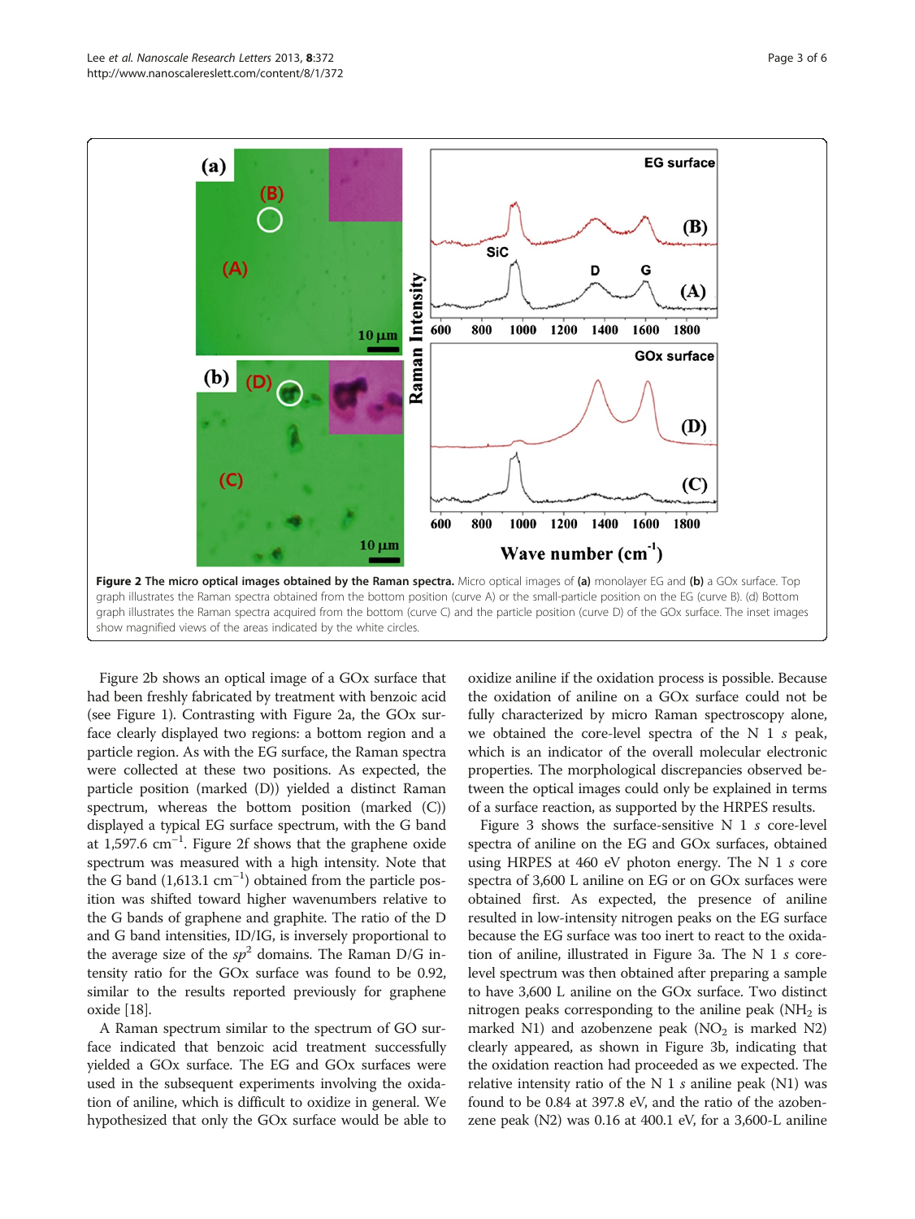**Figure 2 The micro optical images obtained by the Raman spectra.** Micro optical images of **(a)** monolayer EG and **(b)** a GOx surface. Top graph illustrates the Raman spectra obtained from the bottom position (curve A) or the small-particle position on the EG (curve B). (d) Bottom graph illustrates the Raman spectra acquired from the bottom (curve C) and the particle position (curve D) of the GOx surface. The inset images show magnified views of the areas indicated by the white circles.

Figure 2b shows an optical image of a GOx surface that had been freshly fabricated by treatment with benzoic acid (see Figure 1). Contrasting with Figure 2a, the GOx surface clearly displayed two regions: a bottom region and a particle region. As with the EG surface, the Raman spectra were collected at these two positions. As expected, the particle position (marked (D)) yielded a distinct Raman spectrum, whereas the bottom position (marked (C)) displayed a typical EG surface spectrum, with the G band at 1,597.6 $cm^{-1}$. Figure 2f shows that the graphene oxide spectrum was measured with a high intensity. Note that the G band (1,613.1 $cm^{-1}$) obtained from the particle position was shifted toward higher wavenumbers relative to the G bands of graphene and graphite. The ratio of the D and G band intensities, ID/IG, is inversely proportional to the average size of the $sp^2$ domains. The Raman D/G intensity ratio for the GOx surface was found to be 0.92, similar to the results reported previously for graphene oxide [18].

A Raman spectrum similar to the spectrum of GO surface indicated that benzoic acid treatment successfully yielded a GOx surface. The EG and GOx surfaces were used in the subsequent experiments involving the oxidation of aniline, which is difficult to oxidize in general. We hypothesized that only the GOx surface would be able to oxidize aniline if the oxidation process is possible. Because the oxidation of aniline on a GOx surface could not be fully characterized by micro Raman spectroscopy alone, we obtained the core-level spectra of the N 1 *s* peak, which is an indicator of the overall molecular electronic properties. The morphological discrepancies observed between the optical images could only be explained in terms of a surface reaction, as supported by the HRPES results.

Figure 3 shows the surface-sensitive N 1 *s* core-level spectra of aniline on the EG and GOx surfaces, obtained using HRPES at 460 eV photon energy. The N 1 *s* core spectra of 3,600 L aniline on EG or on GOx surfaces were obtained first. As expected, the presence of aniline resulted in low-intensity nitrogen peaks on the EG surface because the EG surface was too inert to react to the oxidation of aniline, illustrated in Figure 3a. The N 1 *s* core-level spectrum was then obtained after preparing a sample to have 3,600 L aniline on the GOx surface. Two distinct nitrogen peaks corresponding to the aniline peak ($NH_2$ is marked N1) and azobenzene peak ($NO_2$ is marked N2) clearly appeared, as shown in Figure 3b, indicating that the oxidation reaction had proceeded as we expected. The relative intensity ratio of the N 1 *s* aniline peak (N1) was found to be 0.84 at 397.8 eV, and the ratio of the azobenzene peak (N2) was 0.16 at 400.1 eV, for a 3,600-L aniline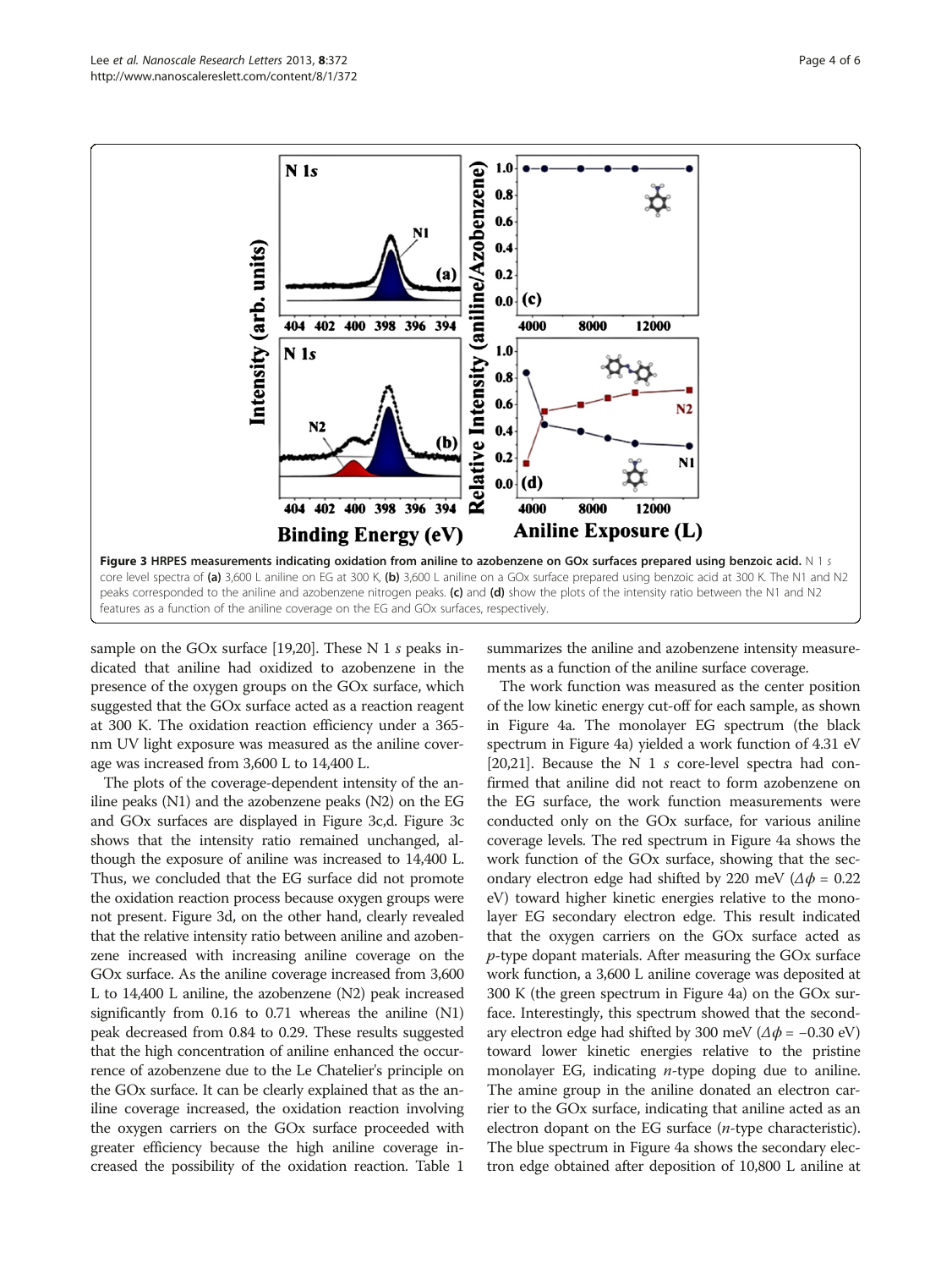**Figure 3 HRPES measurements indicating oxidation from aniline to azobenzene on GOx surfaces prepared using benzoic acid.** N 1 *s* core level spectra of **(a)** 3,600 L aniline on EG at 300 K, **(b)** 3,600 L aniline on a GOx surface prepared using benzoic acid at 300 K. The N1 and N2 peaks corresponded to the aniline and azobenzene nitrogen peaks. **(c)** and **(d)** show the plots of the intensity ratio between the N1 and N2 features as a function of the aniline coverage on the EG and GOx surfaces, respectively.

sample on the GOx surface [19,20]. These N 1 *s* peaks indicated that aniline had oxidized to azobenzene in the presence of the oxygen groups on the GOx surface, which suggested that the GOx surface acted as a reaction reagent at 300 K. The oxidation reaction efficiency under a 365-nm UV light exposure was measured as the aniline coverage was increased from 3,600 L to 14,400 L.

The plots of the coverage-dependent intensity of the aniline peaks (N1) and the azobenzene peaks (N2) on the EG and GOx surfaces are displayed in Figure 3c,d. Figure 3c shows that the intensity ratio remained unchanged, although the exposure of aniline was increased to 14,400 L. Thus, we concluded that the EG surface did not promote the oxidation reaction process because oxygen groups were not present. Figure 3d, on the other hand, clearly revealed that the relative intensity ratio between aniline and azobenzene increased with increasing aniline coverage on the GOx surface. As the aniline coverage increased from 3,600 L to 14,400 L aniline, the azobenzene (N2) peak increased significantly from 0.16 to 0.71 whereas the aniline (N1) peak decreased from 0.84 to 0.29. These results suggested that the high concentration of aniline enhanced the occurrence of azobenzene due to the Le Chatelier's principle on the GOx surface. It can be clearly explained that as the aniline coverage increased, the oxidation reaction involving the oxygen carriers on the GOx surface proceeded with greater efficiency because the high aniline coverage increased the possibility of the oxidation reaction. Table 1 summarizes the aniline and azobenzene intensity measurements as a function of the aniline surface coverage.

The work function was measured as the center position of the low kinetic energy cut-off for each sample, as shown in Figure 4a. The monolayer EG spectrum (the black spectrum in Figure 4a) yielded a work function of 4.31 eV [20,21]. Because the N 1 *s* core-level spectra had confirmed that aniline did not react to form azobenzene on the EG surface, the work function measurements were conducted only on the GOx surface, for various aniline coverage levels. The red spectrum in Figure 4a shows the work function of the GOx surface, showing that the secondary electron edge had shifted by 220 meV ($\Delta\phi = 0.22$ eV) toward higher kinetic energies relative to the monolayer EG secondary electron edge. This result indicated that the oxygen carriers on the GOx surface acted as *p*-type dopant materials. After measuring the GOx surface work function, a 3,600 L aniline coverage was deposited at 300 K (the green spectrum in Figure 4a) on the GOx surface. Interestingly, this spectrum showed that the secondary electron edge had shifted by 300 meV ($\Delta\phi = -0.30$ eV) toward lower kinetic energies relative to the pristine monolayer EG, indicating *n*-type doping due to aniline. The amine group in the aniline donated an electron carrier to the GOx surface, indicating that aniline acted as an electron dopant on the EG surface (*n*-type characteristic). The blue spectrum in Figure 4a shows the secondary electron edge obtained after deposition of 10,800 L aniline at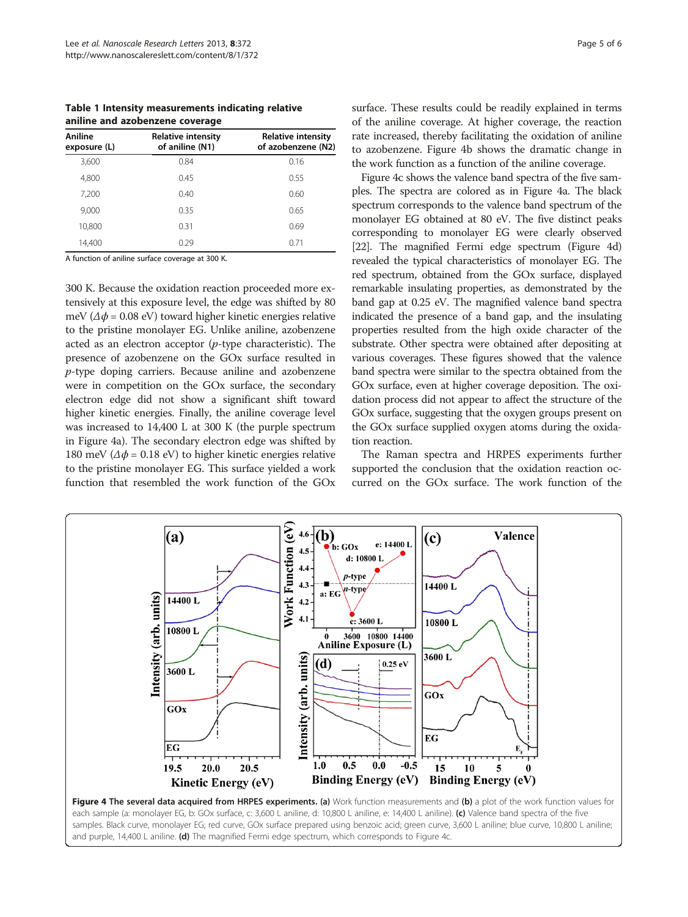**Table 1 Intensity measurements indicating relative aniline and azobenzene coverage**

| Aniline exposure (L) | Relative intensity of aniline (N1) | Relative intensity of azobenzene (N2) |
|---|---|---|
| 3,600 | 0.84 | 0.16 |
| 4,800 | 0.45 | 0.55 |
| 7,200 | 0.40 | 0.60 |
| 9,000 | 0.35 | 0.65 |
| 10,800 | 0.31 | 0.69 |
| 14,400 | 0.29 | 0.71 |

A function of aniline surface coverage at 300 K.

300 K. Because the oxidation reaction proceeded more extensively at this exposure level, the edge was shifted by 80 meV ($\Delta\phi$ = 0.08 eV) toward higher kinetic energies relative to the pristine monolayer EG. Unlike aniline, azobenzene acted as an electron acceptor (*p*-type characteristic). The presence of azobenzene on the GOx surface resulted in *p*-type doping carriers. Because aniline and azobenzene were in competition on the GOx surface, the secondary electron edge did not show a significant shift toward higher kinetic energies. Finally, the aniline coverage level was increased to 14,400 L at 300 K (the purple spectrum in Figure 4a). The secondary electron edge was shifted by 180 meV ($\Delta\phi$ = 0.18 eV) to higher kinetic energies relative to the pristine monolayer EG. This surface yielded a work function that resembled the work function of the GOx surface. These results could be readily explained in terms of the aniline coverage. At higher coverage, the reaction rate increased, thereby facilitating the oxidation of aniline to azobenzene. Figure 4b shows the dramatic change in the work function as a function of the aniline coverage.

Figure 4c shows the valence band spectra of the five samples. The spectra are colored as in Figure 4a. The black spectrum corresponds to the valence band spectrum of the monolayer EG obtained at 80 eV. The five distinct peaks corresponding to monolayer EG were clearly observed [22]. The magnified Fermi edge spectrum (Figure 4d) revealed the typical characteristics of monolayer EG. The red spectrum, obtained from the GOx surface, displayed remarkable insulating properties, as demonstrated by the band gap at 0.25 eV. The magnified valence band spectra indicated the presence of a band gap, and the insulating properties resulted from the high oxide character of the substrate. Other spectra were obtained after depositing at various coverages. These figures showed that the valence band spectra were similar to the spectra obtained from the GOx surface, even at higher coverage deposition. The oxidation process did not appear to affect the structure of the GOx surface, suggesting that the oxygen groups present on the GOx surface supplied oxygen atoms during the oxidation reaction.

The Raman spectra and HRPES experiments further supported the conclusion that the oxidation reaction occurred on the GOx surface. The work function of the

**Figure 4 The several data acquired from HRPES experiments.** **(a)** Work function measurements and **(b)** a plot of the work function values for each sample (a: monolayer EG, b: GOx surface, c: 3,600 L aniline, d: 10,800 L aniline, e: 14,400 L aniline). **(c)** Valence band spectra of the five samples. Black curve, monolayer EG; red curve, GOx surface prepared using benzoic acid; green curve, 3,600 L aniline; blue curve, 10,800 L aniline; and purple, 14,400 L aniline. **(d)** The magnified Fermi edge spectrum, which corresponds to Figure 4c.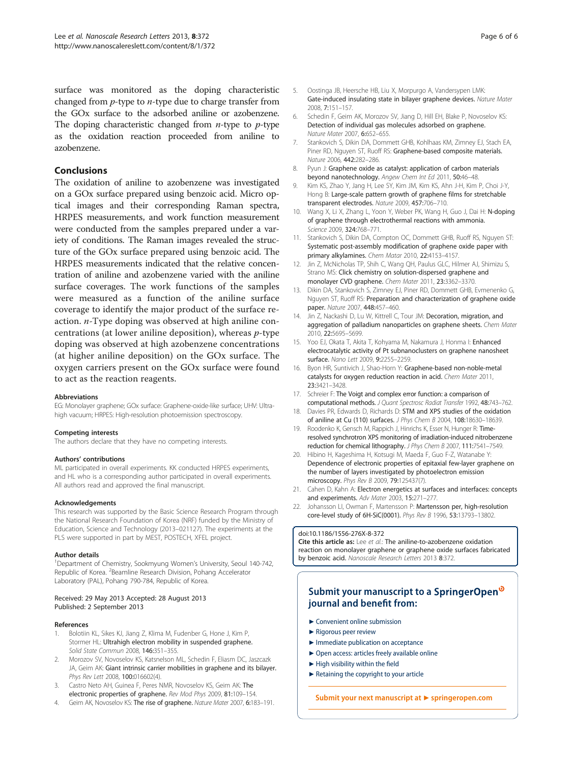surface was monitored as the doping characteristic changed from *p*-type to *n*-type due to charge transfer from the GOx surface to the adsorbed aniline or azobenzene. The doping characteristic changed from *n*-type to *p*-type as the oxidation reaction proceeded from aniline to azobenzene.

## Conclusions

The oxidation of aniline to azobenzene was investigated on a GOx surface prepared using benzoic acid. Micro optical images and their corresponding Raman spectra, HRPES measurements, and work function measurement were conducted from the samples prepared under a variety of conditions. The Raman images revealed the structure of the GOx surface prepared using benzoic acid. The HRPES measurements indicated that the relative concentration of aniline and azobenzene varied with the aniline surface coverages. The work functions of the samples were measured as a function of the aniline surface coverage to identify the major product of the surface reaction. *n*-Type doping was observed at high aniline concentrations (at lower aniline deposition), whereas *p*-type doping was observed at high azobenzene concentrations (at higher aniline deposition) on the GOx surface. The oxygen carriers present on the GOx surface were found to act as the reaction reagents.

### Abbreviations

EG: Monolayer graphene; GOx surface: Graphene-oxide-like surface; UHV: Ultra-high vacuum; HRPES: High-resolution photoemission spectroscopy.

### Competing interests

The authors declare that they have no competing interests.

### Authors' contributions

ML participated in overall experiments. KK conducted HRPES experiments, and HL who is a corresponding author participated in overall experiments. All authors read and approved the final manuscript.

### Acknowledgements

This research was supported by the Basic Science Research Program through the National Research Foundation of Korea (NRF) funded by the Ministry of Education, Science and Technology (2013–021127). The experiments at the PLS were supported in part by MEST, POSTECH, XFEL project.

### Author details

[1]Department of Chemistry, Sookmyung Women's University, Seoul 140-742, Republic of Korea. [2]Beamline Research Division, Pohang Accelerator Laboratory (PAL), Pohang 790-784, Republic of Korea.

Received: 29 May 2013 Accepted: 28 August 2013
Published: 2 September 2013

### References

1. Bolotiin KL, Sikes KJ, Jiang Z, Klima M, Fudenber G, Hone J, Kim P, Stormer HL: **Ultrahigh electron mobility in suspended graphene.** *Solid State Commun* 2008, **146:**351–355.
2. Morozov SV, Novoselov KS, Katsnelson ML, Schedin F, Eliasm DC, Jaszcazk JA, Geim AK: **Giant intrinsic carrier mobilities in graphene and its bilayer.** *Phys Rev Lett* 2008, **100:**016602(4).
3. Castro Neto AH, Guinea F, Peres NMR, Novoselov KS, Geim AK: **The electronic properties of graphene.** *Rev Mod Phys* 2009, **81:**109–154.
4. Geim AK, Novoselov KS: **The rise of graphene.** *Nature Mater* 2007, **6:**183–191.
5. Oostinga JB, Heersche HB, Liu X, Morpurgo A, Vandersypen LMK: **Gate-induced insulating state in bilayer graphene devices.** *Nature Mater* 2008, **7:**151–157.
6. Schedin F, Geim AK, Morozov SV, Jiang D, Hill EH, Blake P, Novoselov KS: **Detection of individual gas molecules adsorbed on graphene.** *Nature Mater* 2007, **6:**652–655.
7. Stankovich S, Dikin DA, Dommett GHB, Kohlhaas KM, Zimney EJ, Stach EA, Piner RD, Nguyen ST, Ruoff RS: **Graphene-based composite materials.** *Nature* 2006, **442:**282–286.
8. Pyun J: **Graphene oxide as catalyst: application of carbon materials beyond nanotechnology.** *Angew Chem Int Ed* 2011, **50:**46–48.
9. Kim KS, Zhao Y, Jang H, Lee SY, Kim JM, Kim KS, Ahn J-H, Kim P, Choi J-Y, Hong B: **Large-scale pattern growth of graphene films for stretchable transparent electrodes.** *Nature* 2009, **457:**706–710.
10. Wang X, Li X, Zhang L, Yoon Y, Weber PK, Wang H, Guo J, Dai H: **N-doping of graphene through electrothermal reactions with ammonia.** *Science* 2009, **324:**768–771.
11. Stankovich S, Dikin DA, Compton OC, Dommett GHB, Ruoff RS, Nguyen ST: **Systematic post-assembly modification of graphene oxide paper with primary alkylamines.** *Chem Matar* 2010, **22:**4153–4157.
12. Jin Z, McNicholas TP, Shih C, Wang QH, Paulus GLC, Hilmer AJ, Shimizu S, Strano MS: **Click chemistry on solution-dispersed graphene and monolayer CVD graphene.** *Chem Mater* 2011, **23:**3362–3370.
13. Dikin DA, Stankovich S, Zimney EJ, Piner RD, Dommett GHB, Evmenenko G, Nguyen ST, Ruoff RS: **Preparation and characterization of graphene oxide paper.** *Nature* 2007, **448:**457–460.
14. Jin Z, Nackashi D, Lu W, Kittrell C, Tour JM: **Decoration, migration, and aggregation of palladium nanoparticles on graphene sheets.** *Chem Mater* 2010, **22:**5695–5699.
15. Yoo EJ, Okata T, Akita T, Kohyama M, Nakamura J, Honma I: **Enhanced electrocatalytic activity of Pt subnanoclusters on graphene nanosheet surface.** *Nano Lett* 2009, **9:**2255–2259.
16. Byon HR, Suntivich J, Shao-Horn Y: **Graphene-based non-noble-metal catalysts for oxygen reduction reaction in acid.** *Chem Mater* 2011, **23:**3421–3428.
17. Schreier F: **The Voigt and complex error function: a comparison of computational methods.** *J Quant Spectrosc Radiat Transfer* 1992, **48:**743–762.
18. Davies PR, Edwards D, Richards D: **STM and XPS studies of the oxidation of aniline at Cu (110) surfaces.** *J Phys Chem B* 2004, **108:**18630–18639.
19. Roodenko K, Gensch M, Rappich J, Hinrichs K, Esser N, Hunger R: **Time-resolved synchrotron XPS monitoring of irradiation-induced nitrobenzene reduction for chemical lithography.** *J Phys Chem B* 2007, **111:**7541–7549.
20. Hibino H, Kageshima H, Kotsugi M, Maeda F, Guo F-Z, Watanabe Y: **Dependence of electronic properties of epitaxial few-layer graphene on the number of layers investigated by photoelectron emission microscopy.** *Phys Rev B* 2009, **79:**125437(7).
21. Cahen D, Kahn A: **Electron energetics at surfaces and interfaces: concepts and experiments.** *Adv Mater* 2003, **15:**271–277.
22. Johansson LI, Owman F, Martensson P: **Martensson per, high-resolution core-level study of 6H-SiC(0001).** *Phys Rev B* 1996, **53:**13793–13802.

doi:10.1186/1556-276X-8-372

**Cite this article as:** Lee *et al.*: The aniline-to-azobenzene oxidation reaction on monolayer graphene or graphene oxide surfaces fabricated by benzoic acid. *Nanoscale Research Letters* 2013 **8**:372.

**Submit your manuscript to a SpringerOpen journal and benefit from:**

- ► Convenient online submission
- ► Rigorous peer review
- ► Immediate publication on acceptance
- ► Open access: articles freely available online
- ► High visibility within the field
- ► Retaining the copyright to your article

**Submit your next manuscript at ► springeropen.com**